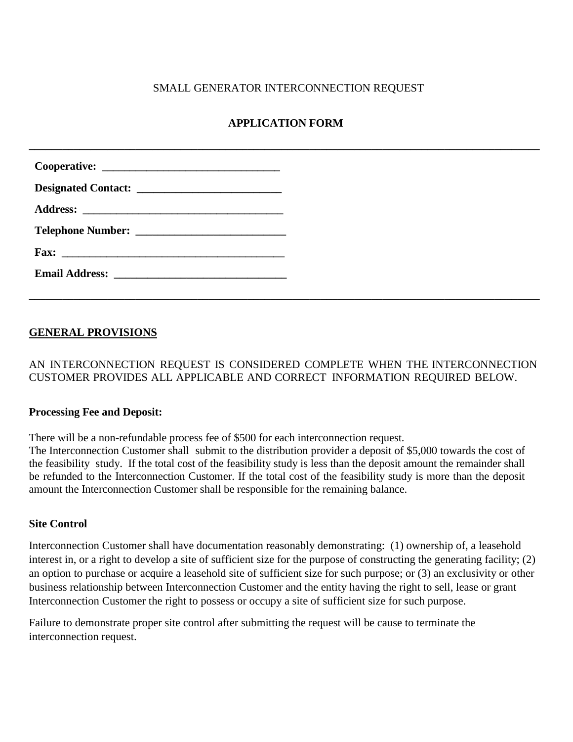SMALL GENERATOR INTERCONNECTION REQUEST

# APPLICATION FORM

---

**Cooperative:** ________________________________

**Designated Contact:** __________________________

**Address:** ____________________________________

**Telephone Number:** ___________________________

**Fax:** ________________________________________

**Email Address:** _______________________________

---

## GENERAL PROVISIONS

AN INTERCONNECTION REQUEST IS CONSIDERED COMPLETE WHEN THE INTERCONNECTION CUSTOMER PROVIDES ALL APPLICABLE AND CORRECT INFORMATION REQUIRED BELOW.

**Processing Fee and Deposit:**

There will be a non-refundable process fee of $500 for each interconnection request.
The Interconnection Customer shall submit to the distribution provider a deposit of $5,000 towards the cost of the feasibility study. If the total cost of the feasibility study is less than the deposit amount the remainder shall be refunded to the Interconnection Customer. If the total cost of the feasibility study is more than the deposit amount the Interconnection Customer shall be responsible for the remaining balance.

**Site Control**

Interconnection Customer shall have documentation reasonably demonstrating: (1) ownership of, a leasehold interest in, or a right to develop a site of sufficient size for the purpose of constructing the generating facility; (2) an option to purchase or acquire a leasehold site of sufficient size for such purpose; or (3) an exclusivity or other business relationship between Interconnection Customer and the entity having the right to sell, lease or grant Interconnection Customer the right to possess or occupy a site of sufficient size for such purpose.

Failure to demonstrate proper site control after submitting the request will be cause to terminate the interconnection request.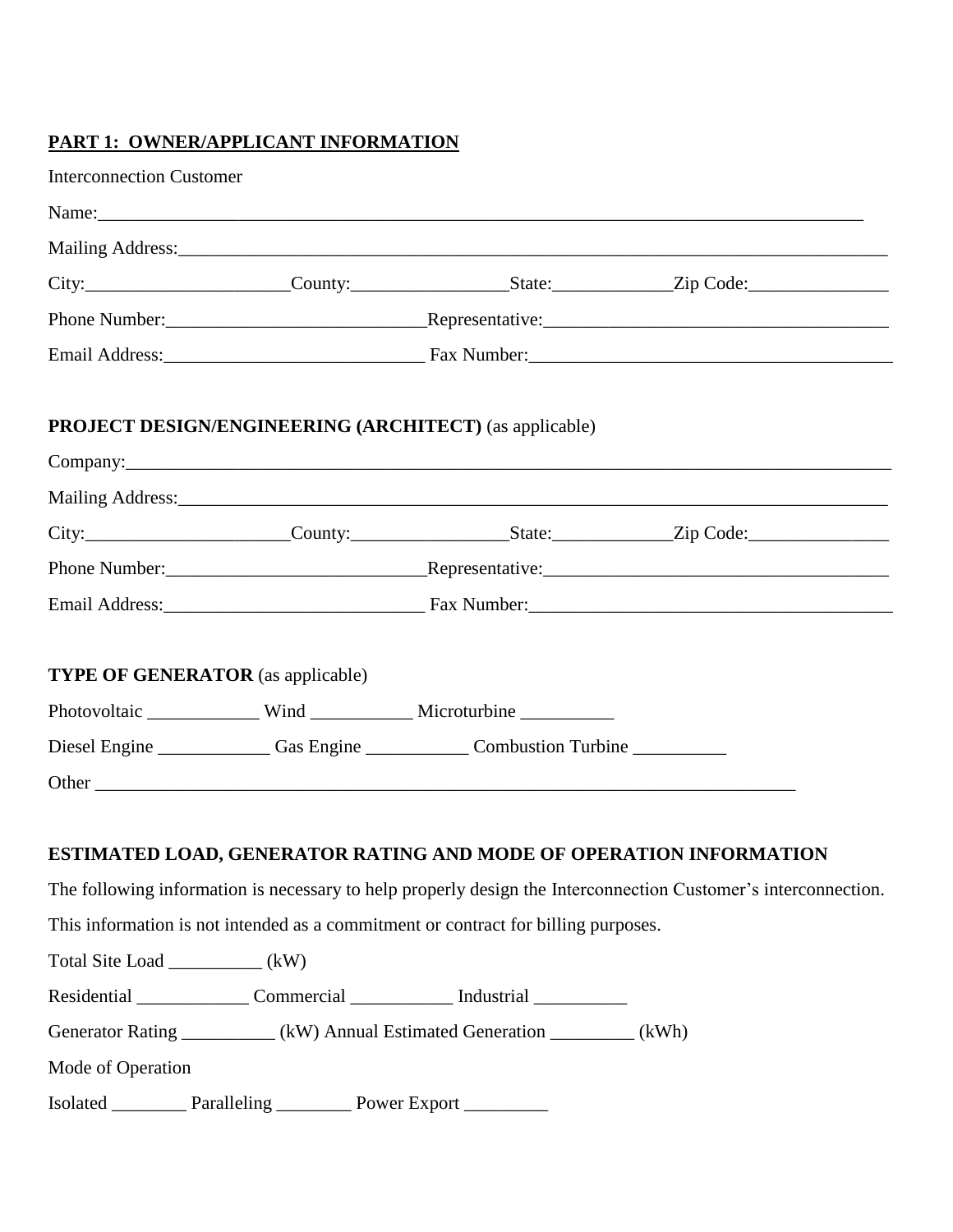**PART 1: OWNER/APPLICANT INFORMATION**

Interconnection Customer

Name:_______________________________________________________________________________

Mailing Address:_______________________________________________________________________

City:_____________________County:________________State:____________Zip Code:______________

Phone Number:___________________________Representative:___________________________________

Email Address:___________________________ Fax Number:_____________________________________

**PROJECT DESIGN/ENGINEERING (ARCHITECT)** (as applicable)

Company:_____________________________________________________________________________

Mailing Address:_______________________________________________________________________

City:_____________________County:________________State:____________Zip Code:______________

Phone Number:___________________________Representative:___________________________________

Email Address:___________________________ Fax Number:_____________________________________

**TYPE OF GENERATOR** (as applicable)

Photovoltaic ___________ Wind __________ Microturbine _________

Diesel Engine ___________ Gas Engine __________ Combustion Turbine _________

Other ________________________________________________________________________

**ESTIMATED LOAD, GENERATOR RATING AND MODE OF OPERATION INFORMATION**

The following information is necessary to help properly design the Interconnection Customer's interconnection. This information is not intended as a commitment or contract for billing purposes.

Total Site Load _________ (kW)

Residential ___________ Commercial __________ Industrial _________

Generator Rating _________ (kW) Annual Estimated Generation ________ (kWh)

Mode of Operation

Isolated _______ Paralleling _______ Power Export ________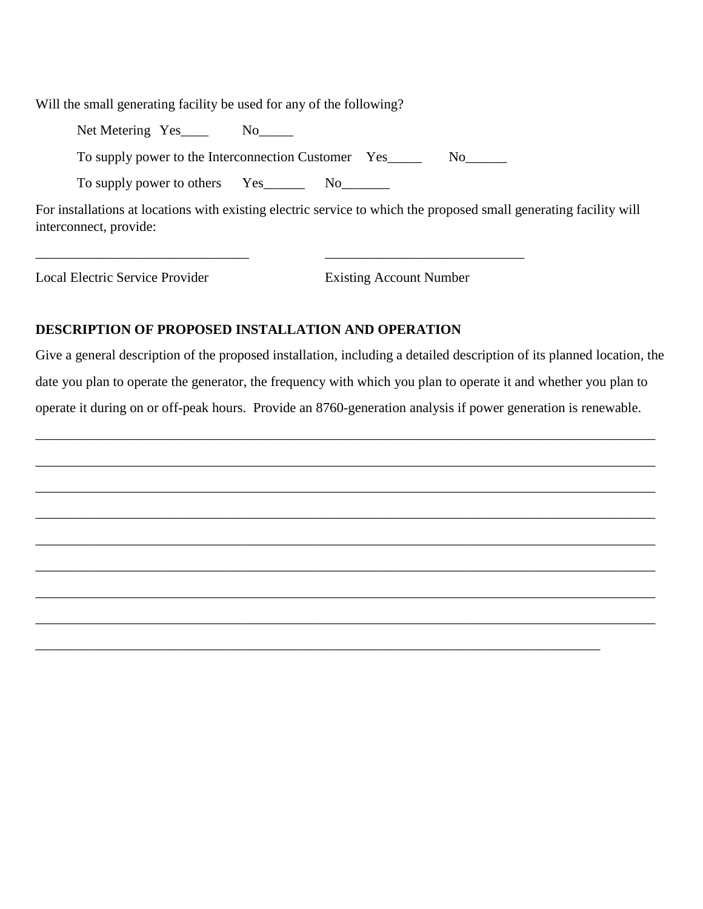Will the small generating facility be used for any of the following?

Net Metering Yes____ No_____

To supply power to the Interconnection Customer Yes_____ No______

To supply power to others Yes______ No_______

For installations at locations with existing electric service to which the proposed small generating facility will interconnect, provide:

_______________________________ _____________________________

Local Electric Service Provider Existing Account Number

**DESCRIPTION OF PROPOSED INSTALLATION AND OPERATION**

Give a general description of the proposed installation, including a detailed description of its planned location, the date you plan to operate the generator, the frequency with which you plan to operate it and whether you plan to operate it during on or off-peak hours. Provide an 8760-generation analysis if power generation is renewable.

_____________________________________________________________________________________________

_____________________________________________________________________________________________

_____________________________________________________________________________________________

_____________________________________________________________________________________________

_____________________________________________________________________________________________

_____________________________________________________________________________________________

_____________________________________________________________________________________________

_____________________________________________________________________________________________

_____________________________________________________________________________________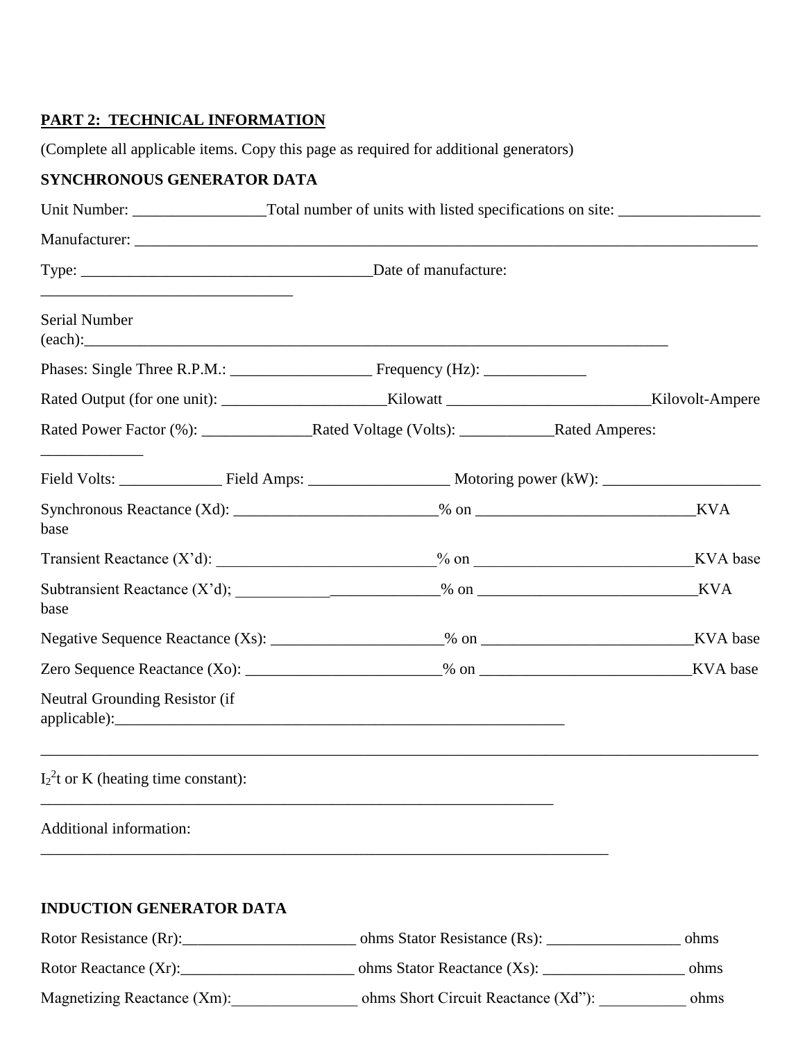**PART 2: TECHNICAL INFORMATION**

(Complete all applicable items. Copy this page as required for additional generators)

**SYNCHRONOUS GENERATOR DATA**

Unit Number: _________________Total number of units with listed specifications on site: __________________

Manufacturer: ____________________________________________________________________________________

Type: ______________________________________Date of manufacture: ________________________________

Serial Number (each):_____________________________________________________________________________

Phases: Single Three R.P.M.: __________________ Frequency (Hz): _____________

Rated Output (for one unit): _____________________Kilowatt __________________________Kilovolt-Ampere

Rated Power Factor (%): ______________Rated Voltage (Volts): ____________Rated Amperes: _____________

Field Volts: _____________ Field Amps: _________________ Motoring power (kW): ____________________

Synchronous Reactance (Xd): _________________________% on ___________________________KVA base

Transient Reactance (X'd): ___________________________% on ___________________________KVA base

Subtransient Reactance (X'd); ___________________________% on ___________________________KVA base

Negative Sequence Reactance (Xs): _____________________% on __________________________KVA base

Zero Sequence Reactance (Xo): ________________________% on __________________________KVA base

Neutral Grounding Resistor (if applicable):___________________________________________________________

_____________________________________________________________________________________________

$I_2^2t$ or K (heating time constant): ________________________________________________________________

Additional information: ___________________________________________________________________________

**INDUCTION GENERATOR DATA**

Rotor Resistance (Rr):______________________ ohms Stator Resistance (Rs): _________________ ohms

Rotor Reactance (Xr):______________________ ohms Stator Reactance (Xs): __________________ ohms

Magnetizing Reactance (Xm):________________ ohms Short Circuit Reactance (Xd"): ___________ ohms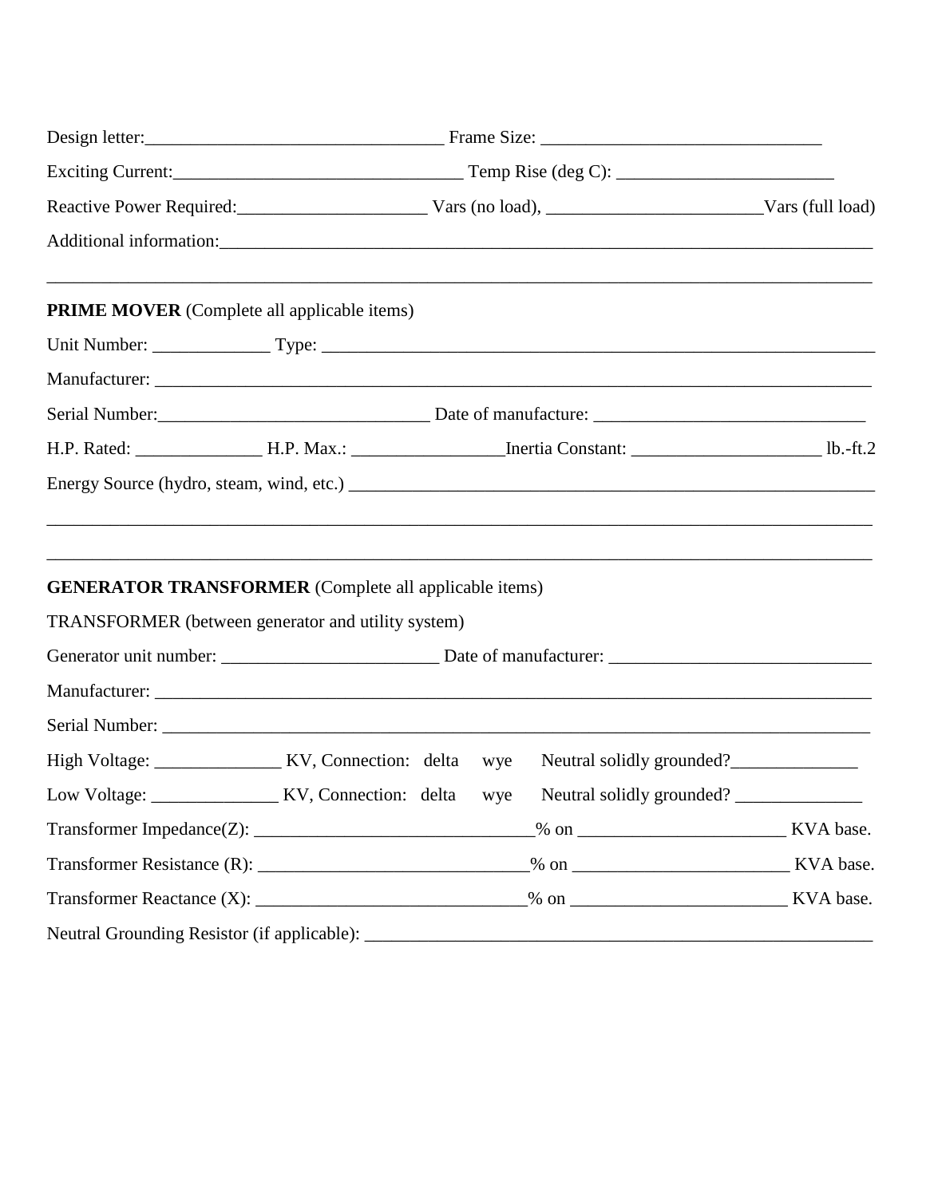Design letter:________________________________ Frame Size: ______________________________

Exciting Current:_______________________________ Temp Rise (deg C): _______________________

Reactive Power Required:____________________ Vars (no load), _______________________Vars (full load)

Additional information:_________________________________________________________________________

_____________________________________________________________________________________________

**PRIME MOVER** (Complete all applicable items)

Unit Number: ____________ Type: _______________________________________________________________

Manufacturer: ____________________________________________________________________________

Serial Number:_____________________________ Date of manufacture: ______________________________

H.P. Rated: _____________ H.P. Max.: ________________Inertia Constant: ____________________ lb.-ft.2

Energy Source (hydro, steam, wind, etc.) _______________________________________________________

_____________________________________________________________________________________________

_____________________________________________________________________________________________

**GENERATOR TRANSFORMER** (Complete all applicable items)

TRANSFORMER (between generator and utility system)

Generator unit number: _______________________ Date of manufacturer: _____________________________

Manufacturer: ____________________________________________________________________________

Serial Number: ____________________________________________________________________________

High Voltage: _____________ KV, Connection: delta wye Neutral solidly grounded?_____________

Low Voltage: _____________ KV, Connection: delta wye Neutral solidly grounded? _____________

Transformer Impedance(Z): ______________________________% on ______________________ KVA base.

Transformer Resistance (R): _____________________________% on _______________________ KVA base.

Transformer Reactance (X): _____________________________% on _______________________ KVA base.

Neutral Grounding Resistor (if applicable): _________________________________________________________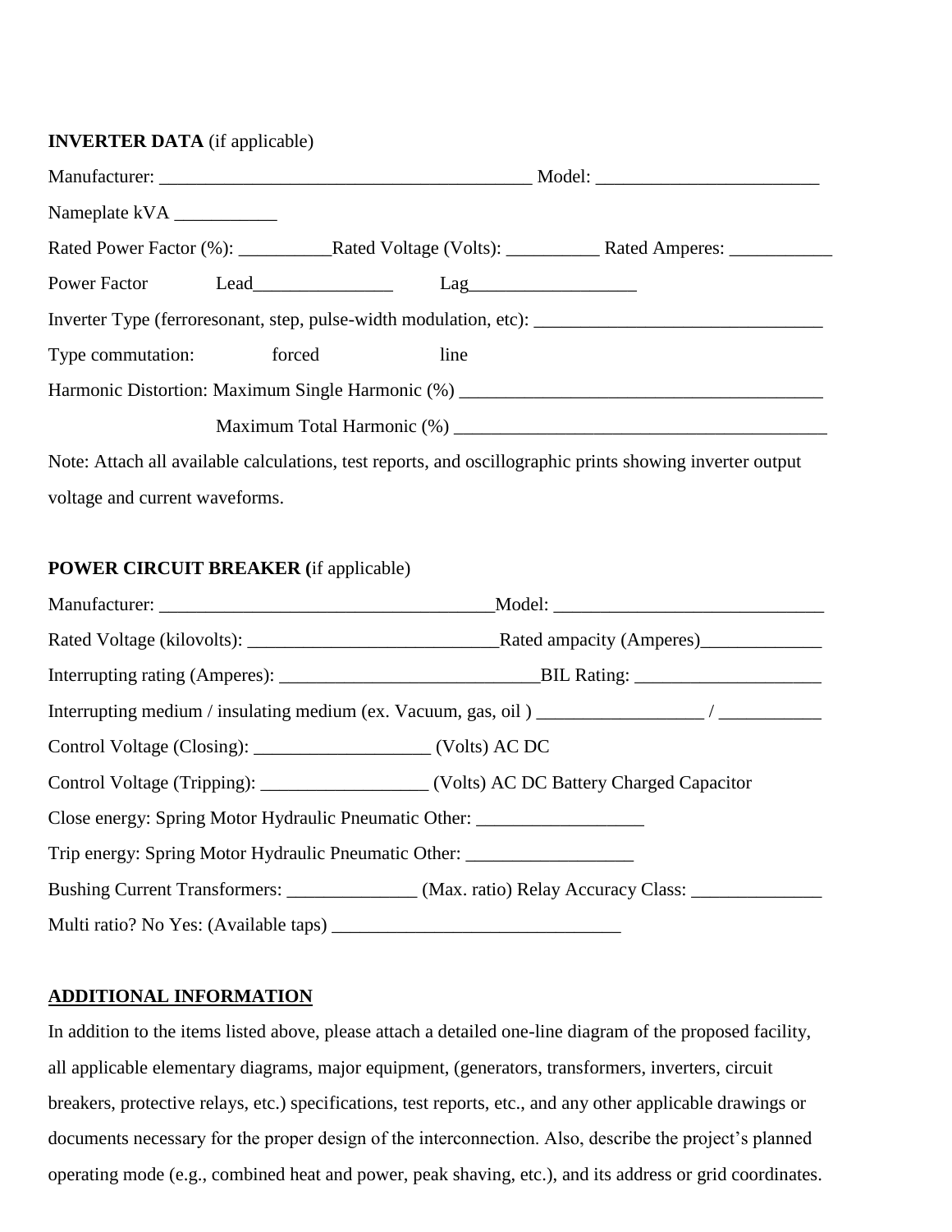**INVERTER DATA** (if applicable)

Manufacturer: ________________________________________ Model: ________________________

Nameplate kVA ___________

Rated Power Factor (%): __________Rated Voltage (Volts): __________ Rated Amperes: ___________

Power Factor Lead_______________ Lag__________________

Inverter Type (ferroresonant, step, pulse-width modulation, etc): _______________________________

Type commutation: forced line

Harmonic Distortion: Maximum Single Harmonic (%) _______________________________________

Maximum Total Harmonic (%) ________________________________________

Note: Attach all available calculations, test reports, and oscillographic prints showing inverter output voltage and current waveforms.

**POWER CIRCUIT BREAKER (**if applicable)

Manufacturer: ____________________________________Model: _____________________________

Rated Voltage (kilovolts): ___________________________Rated ampacity (Amperes)_____________

Interrupting rating (Amperes): ____________________________BIL Rating: ____________________

Interrupting medium / insulating medium (ex. Vacuum, gas, oil ) _________________ / ___________

Control Voltage (Closing): ___________________ (Volts) AC DC

Control Voltage (Tripping): __________________ (Volts) AC DC Battery Charged Capacitor

Close energy: Spring Motor Hydraulic Pneumatic Other: __________________

Trip energy: Spring Motor Hydraulic Pneumatic Other: __________________

Bushing Current Transformers: ______________ (Max. ratio) Relay Accuracy Class: ______________

Multi ratio? No Yes: (Available taps) _______________________________

**ADDITIONAL INFORMATION**

In addition to the items listed above, please attach a detailed one-line diagram of the proposed facility, all applicable elementary diagrams, major equipment, (generators, transformers, inverters, circuit breakers, protective relays, etc.) specifications, test reports, etc., and any other applicable drawings or documents necessary for the proper design of the interconnection. Also, describe the project's planned operating mode (e.g., combined heat and power, peak shaving, etc.), and its address or grid coordinates.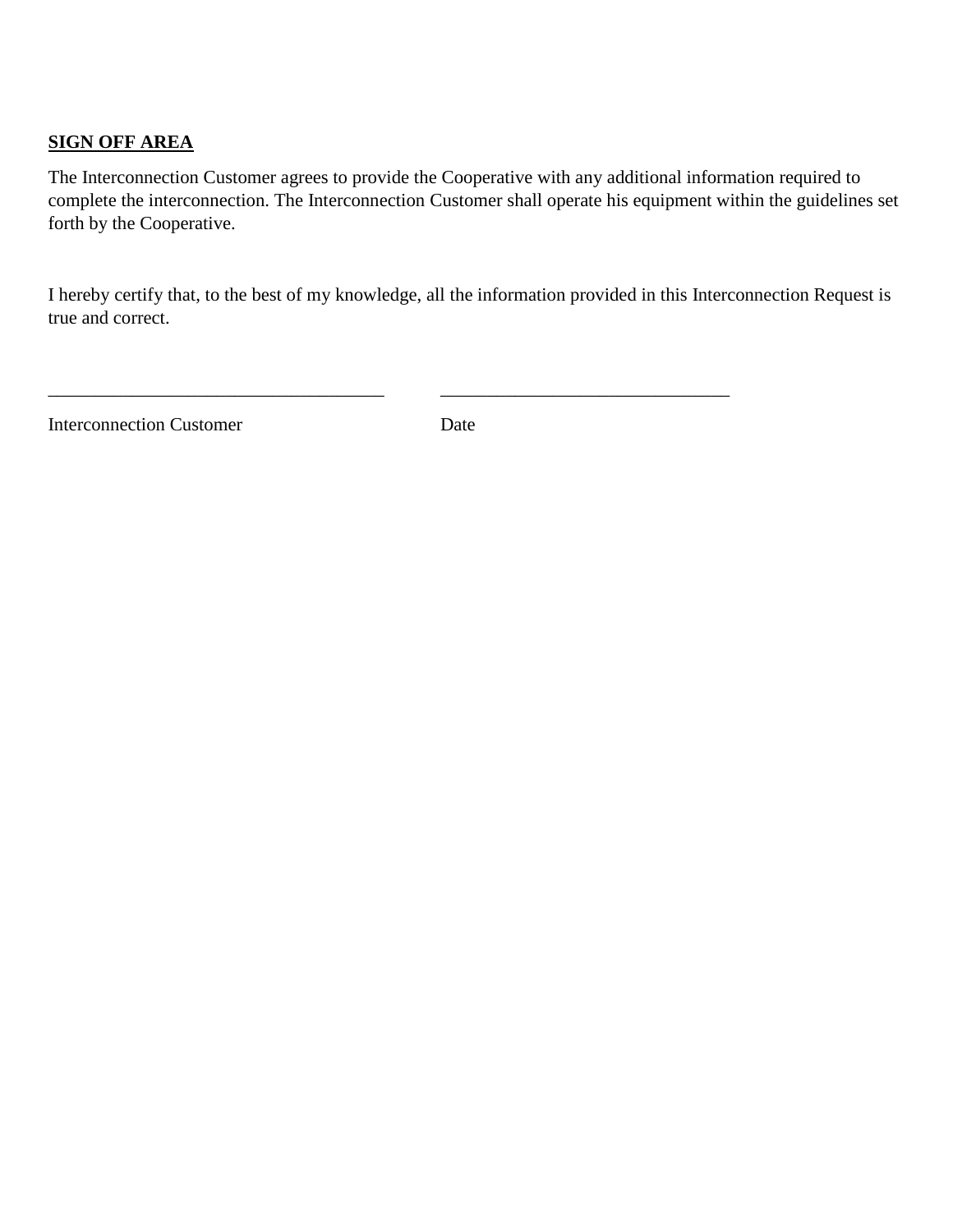**SIGN OFF AREA**

The Interconnection Customer agrees to provide the Cooperative with any additional information required to complete the interconnection. The Interconnection Customer shall operate his equipment within the guidelines set forth by the Cooperative.

I hereby certify that, to the best of my knowledge, all the information provided in this Interconnection Request is true and correct.

\_\_\_\_\_\_\_\_\_\_\_\_\_\_\_\_\_\_\_\_\_\_\_\_\_\_\_\_\_\_\_\_\_\_\_\_ \_\_\_\_\_\_\_\_\_\_\_\_\_\_\_\_\_\_\_\_\_\_\_\_\_\_\_\_\_\_\_

Interconnection Customer Date